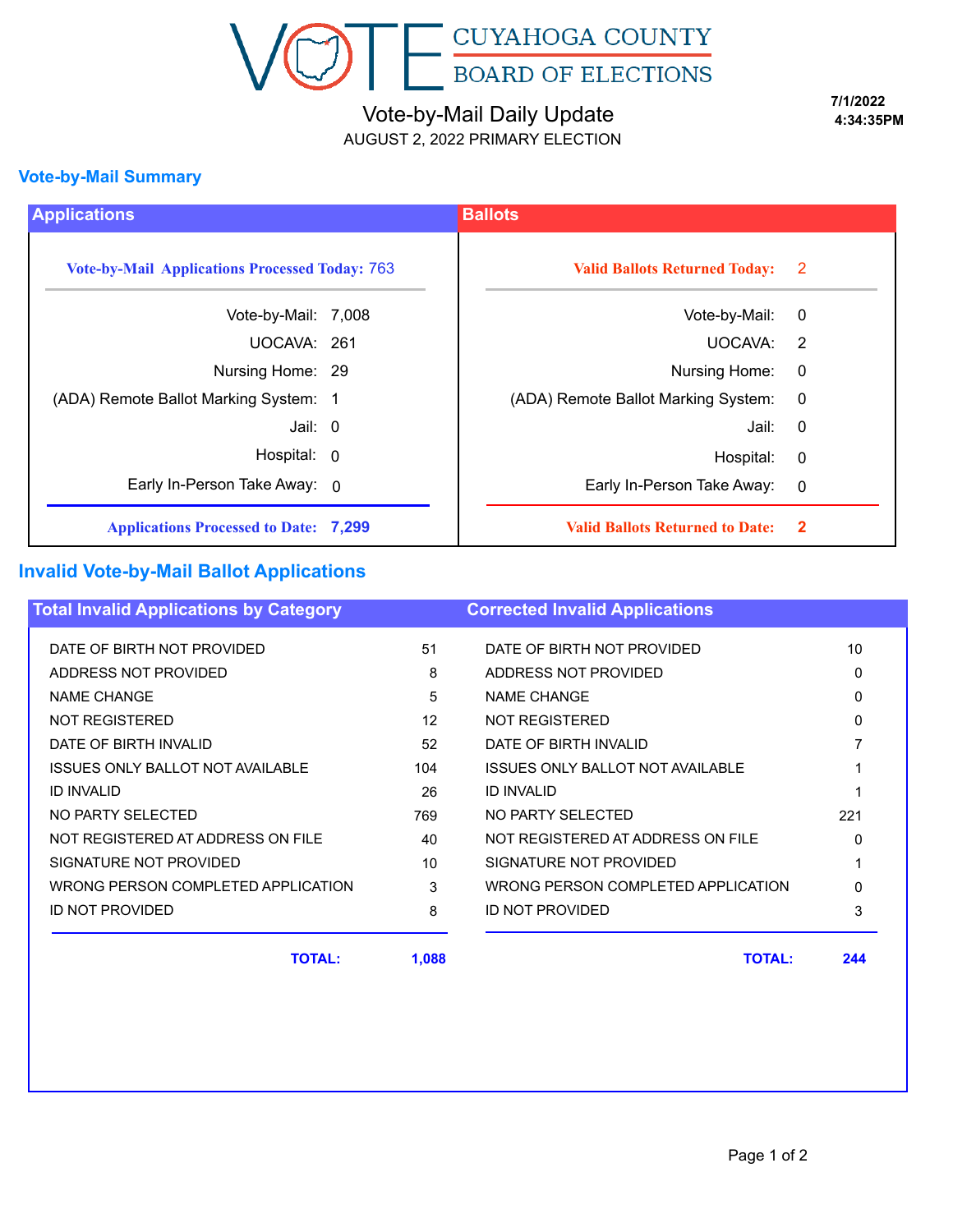# VOTE CUYAHOGA COUNTY BOARD OF ELECTIONS

## Vote-by-Mail Daily Update

AUGUST 2, 2022 PRIMARY ELECTION

7/1/2022
4:34:35PM

## Vote-by-Mail Summary

| Applications | | Ballots | |
|---|---|---|---|
| **Vote-by-Mail Applications Processed Today:** | 763 | **Valid Ballots Returned Today:** | 2 |
| Vote-by-Mail: | 7,008 | Vote-by-Mail: | 0 |
| UOCAVA: | 261 | UOCAVA: | 2 |
| Nursing Home: | 29 | Nursing Home: | 0 |
| (ADA) Remote Ballot Marking System: | 1 | (ADA) Remote Ballot Marking System: | 0 |
| Jail: | 0 | Jail: | 0 |
| Hospital: | 0 | Hospital: | 0 |
| Early In-Person Take Away: | 0 | Early In-Person Take Away: | 0 |
| **Applications Processed to Date:** | **7,299** | **Valid Ballots Returned to Date:** | **2** |

## Invalid Vote-by-Mail Ballot Applications

| Total Invalid Applications by Category | | Corrected Invalid Applications | |
|---|---|---|---|
| DATE OF BIRTH NOT PROVIDED | 51 | DATE OF BIRTH NOT PROVIDED | 10 |
| ADDRESS NOT PROVIDED | 8 | ADDRESS NOT PROVIDED | 0 |
| NAME CHANGE | 5 | NAME CHANGE | 0 |
| NOT REGISTERED | 12 | NOT REGISTERED | 0 |
| DATE OF BIRTH INVALID | 52 | DATE OF BIRTH INVALID | 7 |
| ISSUES ONLY BALLOT NOT AVAILABLE | 104 | ISSUES ONLY BALLOT NOT AVAILABLE | 1 |
| ID INVALID | 26 | ID INVALID | 1 |
| NO PARTY SELECTED | 769 | NO PARTY SELECTED | 221 |
| NOT REGISTERED AT ADDRESS ON FILE | 40 | NOT REGISTERED AT ADDRESS ON FILE | 0 |
| SIGNATURE NOT PROVIDED | 10 | SIGNATURE NOT PROVIDED | 1 |
| WRONG PERSON COMPLETED APPLICATION | 3 | WRONG PERSON COMPLETED APPLICATION | 0 |
| ID NOT PROVIDED | 8 | ID NOT PROVIDED | 3 |
| **TOTAL:** | **1,088** | **TOTAL:** | **244** |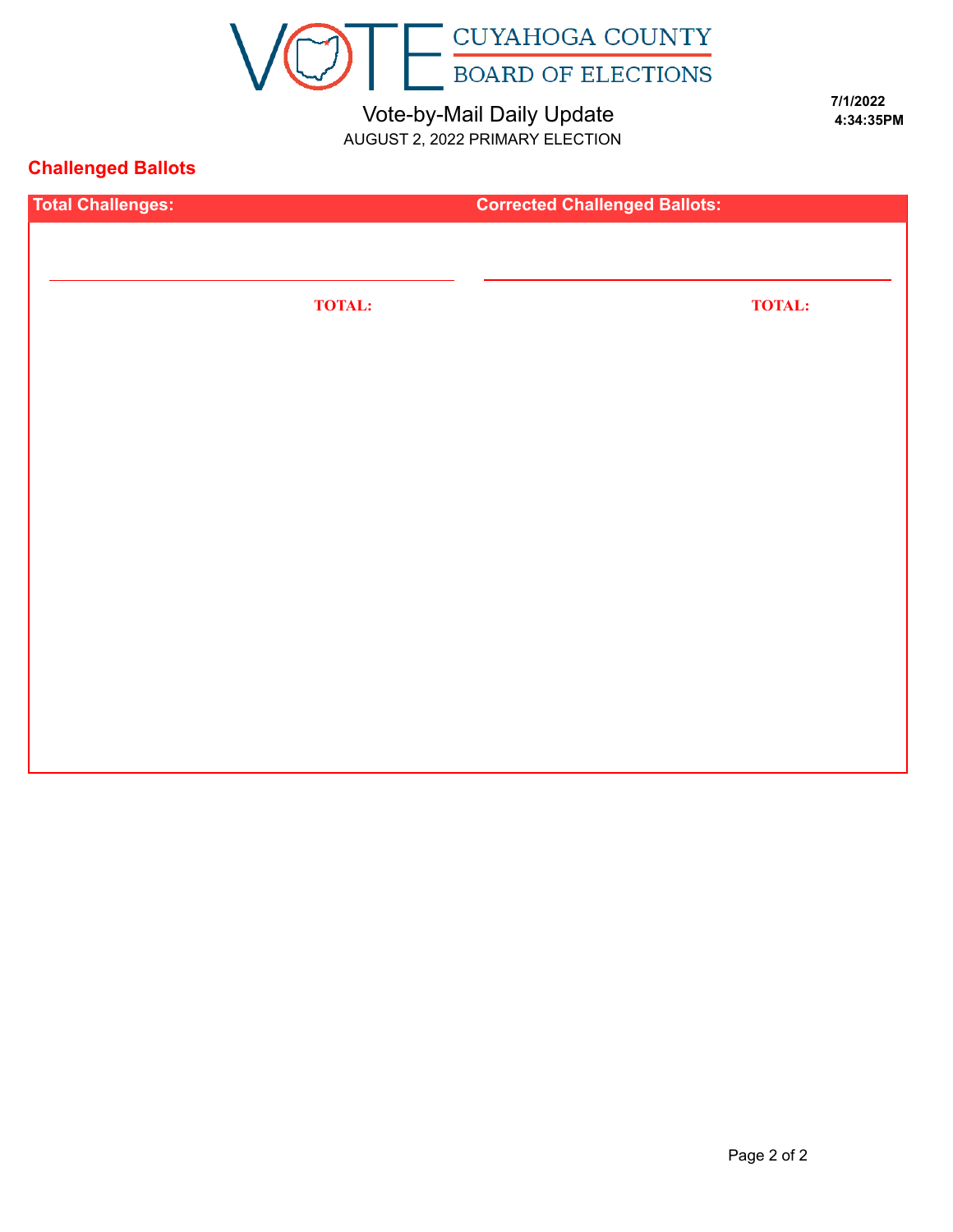CUYAHOGA COUNTY
BOARD OF ELECTIONS

Vote-by-Mail Daily Update

AUGUST 2, 2022 PRIMARY ELECTION

7/1/2022
4:34:35PM

## Challenged Ballots

| Total Challenges: | Corrected Challenged Ballots: |
| --- | --- |
| TOTAL: | TOTAL: |